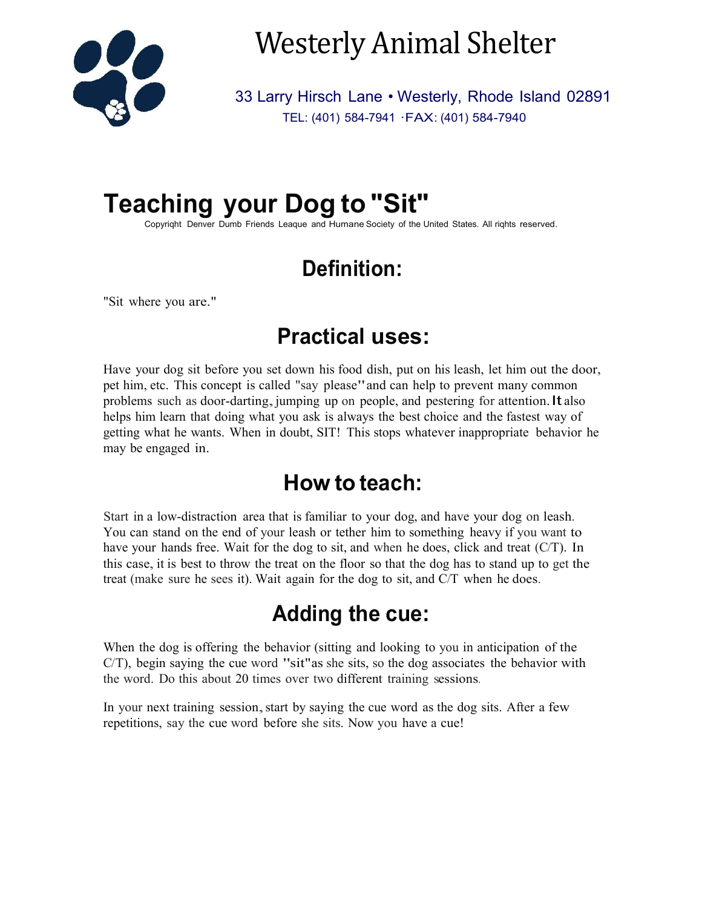# Westerly Animal Shelter

33 Larry Hirsch Lane • Westerly, Rhode Island 02891
TEL: (401) 584-7941 ·FAX: (401) 584-7940

# Teaching your Dog to "Sit"

Copyriqht Denver Dumb Friends Leaque and Humane Society of the United States. All riqhts reserved.

## Definition:

"Sit where you are."

## Practical uses:

Have your dog sit before you set down his food dish, put on his leash, let him out the door, pet him, etc. This concept is called "say please" and can help to prevent many common problems such as door-darting, jumping up on people, and pestering for attention. It also helps him learn that doing what you ask is always the best choice and the fastest way of getting what he wants. When in doubt, SIT! This stops whatever inappropriate behavior he may be engaged in.

## How to teach:

Start in a low-distraction area that is familiar to your dog, and have your dog on leash. You can stand on the end of your leash or tether him to something heavy if you want to have your hands free. Wait for the dog to sit, and when he does, click and treat (C/T). In this case, it is best to throw the treat on the floor so that the dog has to stand up to get the treat (make sure he sees it). Wait again for the dog to sit, and C/T when he does.

## Adding the cue:

When the dog is offering the behavior (sitting and looking to you in anticipation of the C/T), begin saying the cue word "sit" as she sits, so the dog associates the behavior with the word. Do this about 20 times over two different training sessions.

In your next training session, start by saying the cue word as the dog sits. After a few repetitions, say the cue word before she sits. Now you have a cue!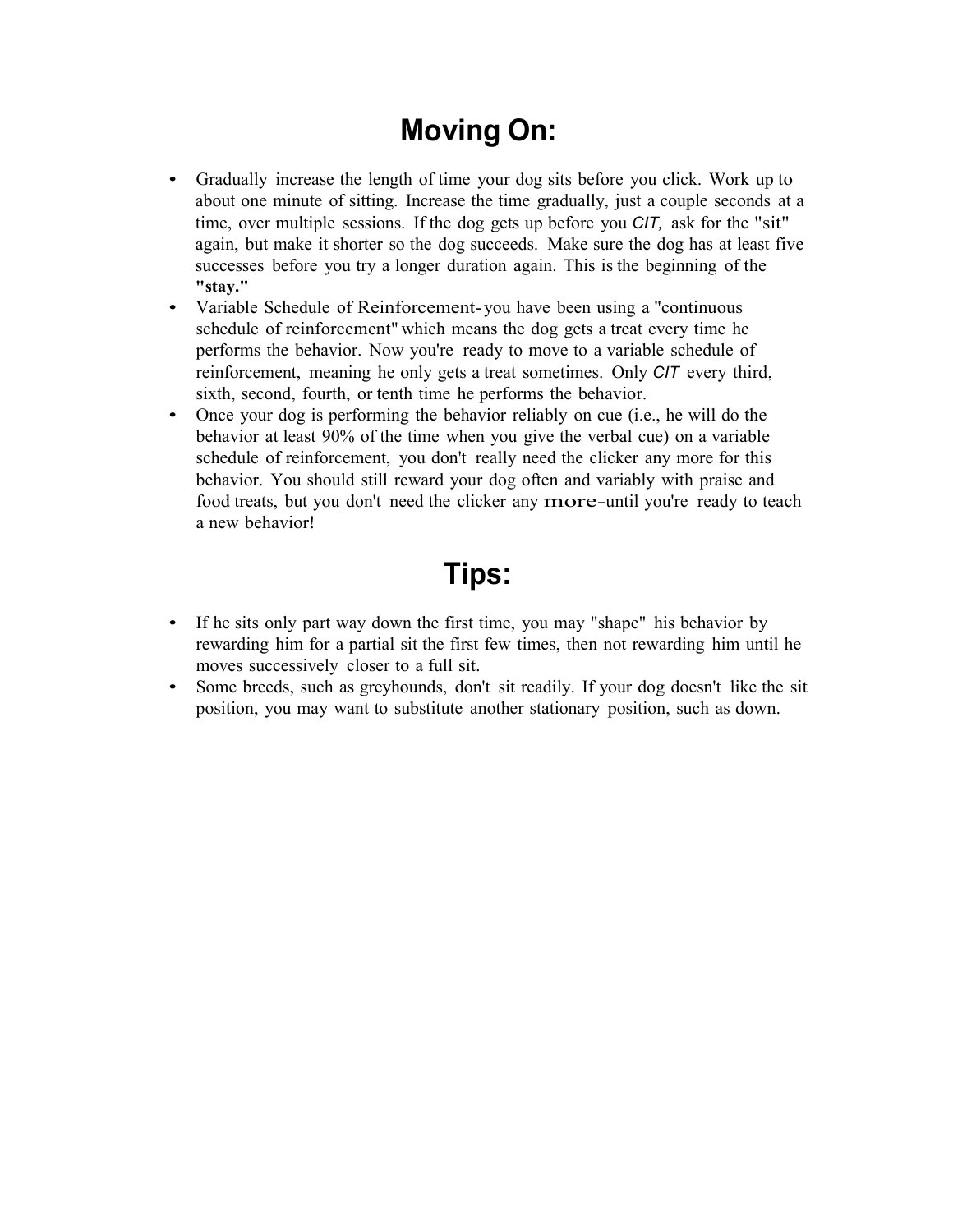## Moving On:

- Gradually increase the length of time your dog sits before you click. Work up to about one minute of sitting. Increase the time gradually, just a couple seconds at a time, over multiple sessions. If the dog gets up before you *C/T,* ask for the "sit" again, but make it shorter so the dog succeeds. Make sure the dog has at least five successes before you try a longer duration again. This is the beginning of the **"stay."**
- Variable Schedule of Reinforcement-you have been using a "continuous schedule of reinforcement" which means the dog gets a treat every time he performs the behavior. Now you're ready to move to a variable schedule of reinforcement, meaning he only gets a treat sometimes. Only *C/T* every third, sixth, second, fourth, or tenth time he performs the behavior.
- Once your dog is performing the behavior reliably on cue (i.e., he will do the behavior at least 90% of the time when you give the verbal cue) on a variable schedule of reinforcement, you don't really need the clicker any more for this behavior. You should still reward your dog often and variably with praise and food treats, but you don't need the clicker any more-until you're ready to teach a new behavior!

## Tips:

- If he sits only part way down the first time, you may "shape" his behavior by rewarding him for a partial sit the first few times, then not rewarding him until he moves successively closer to a full sit.
- Some breeds, such as greyhounds, don't sit readily. If your dog doesn't like the sit position, you may want to substitute another stationary position, such as down.